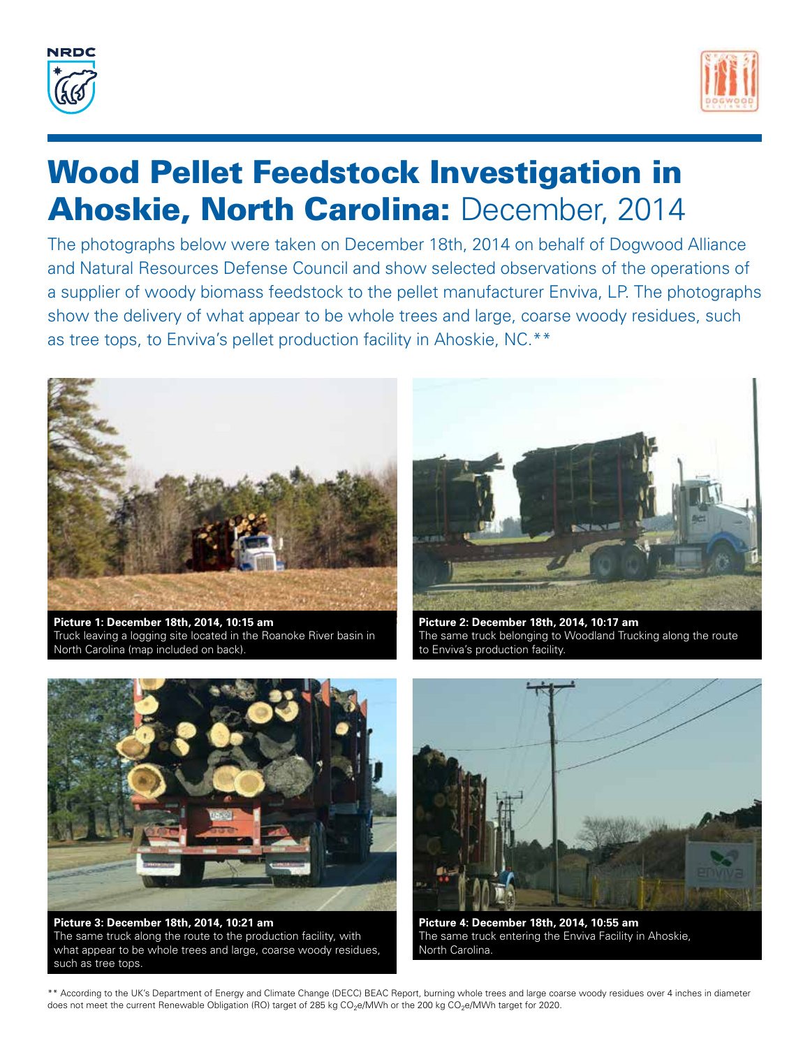# Wood Pellet Feedstock Investigation in Ahoskie, North Carolina: December, 2014

The photographs below were taken on December 18th, 2014 on behalf of Dogwood Alliance and Natural Resources Defense Council and show selected observations of the operations of a supplier of woody biomass feedstock to the pellet manufacturer Enviva, LP. The photographs show the delivery of what appear to be whole trees and large, coarse woody residues, such as tree tops, to Enviva's pellet production facility in Ahoskie, NC.**

**Picture 1: December 18th, 2014, 10:15 am**
Truck leaving a logging site located in the Roanoke River basin in North Carolina (map included on back).

**Picture 2: December 18th, 2014, 10:17 am**
The same truck belonging to Woodland Trucking along the route to Enviva's production facility.

**Picture 3: December 18th, 2014, 10:21 am**
The same truck along the route to the production facility, with what appear to be whole trees and large, coarse woody residues, such as tree tops.

**Picture 4: December 18th, 2014, 10:55 am**
The same truck entering the Enviva Facility in Ahoskie, North Carolina.

** According to the UK's Department of Energy and Climate Change (DECC) BEAC Report, burning whole trees and large coarse woody residues over 4 inches in diameter does not meet the current Renewable Obligation (RO) target of 285 kg $CO_2e$/MWh or the 200 kg $CO_2e$/MWh target for 2020.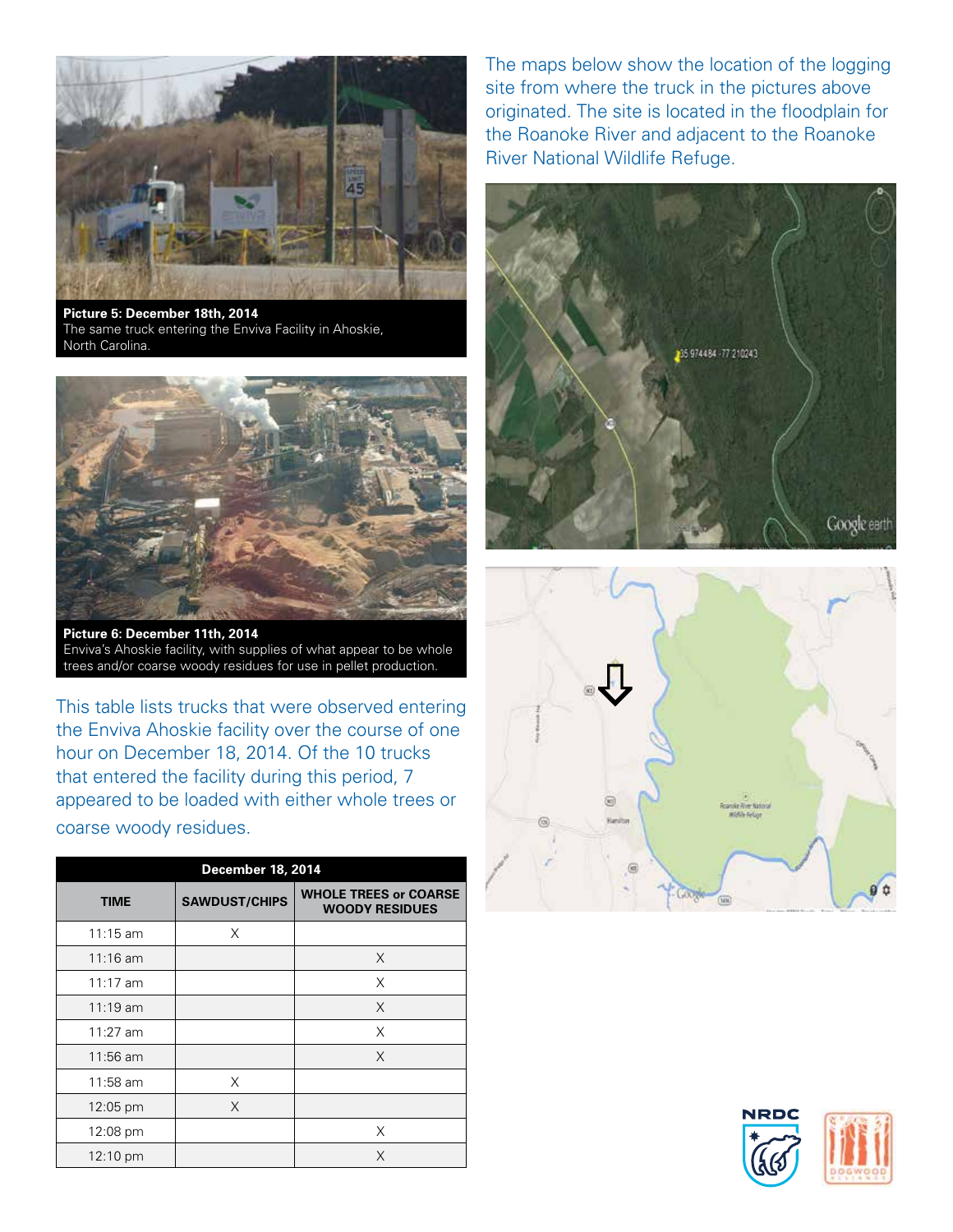**Picture 5: December 18th, 2014**
The same truck entering the Enviva Facility in Ahoskie, North Carolina.

**Picture 6: December 11th, 2014**
Enviva's Ahoskie facility, with supplies of what appear to be whole trees and/or coarse woody residues for use in pellet production.

This table lists trucks that were observed entering the Enviva Ahoskie facility over the course of one hour on December 18, 2014. Of the 10 trucks that entered the facility during this period, 7 appeared to be loaded with either whole trees or coarse woody residues.

| December 18, 2014 | | |
|---|---|---|
| **TIME** | **SAWDUST/CHIPS** | **WHOLE TREES or COARSE WOODY RESIDUES** |
| 11:15 am | X | |
| 11:16 am | | X |
| 11:17 am | | X |
| 11:19 am | | X |
| 11:27 am | | X |
| 11:56 am | | X |
| 11:58 am | X | |
| 12:05 pm | X | |
| 12:08 pm | | X |
| 12:10 pm | | X |

The maps below show the location of the logging site from where the truck in the pictures above originated. The site is located in the floodplain for the Roanoke River and adjacent to the Roanoke River National Wildlife Refuge.